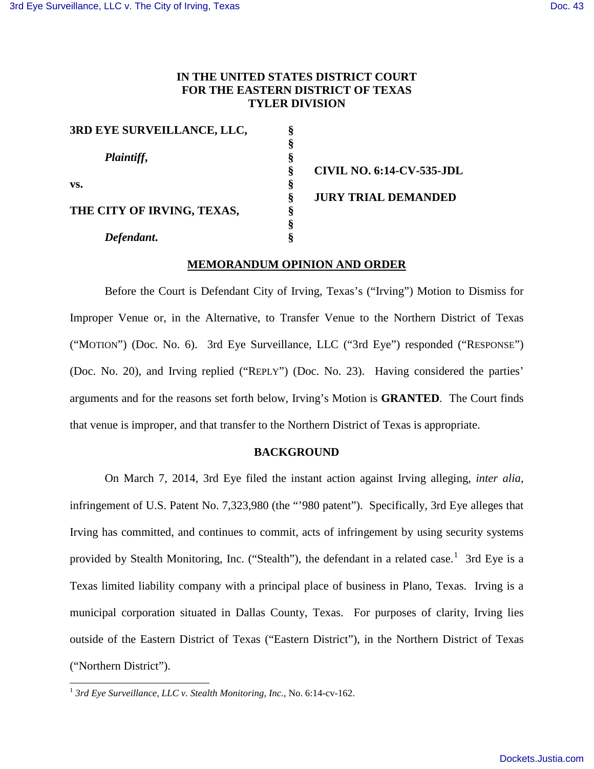IN THE UNITED STATES DISTRICT COURT
FOR THE EASTERN DISTRICT OF TEXAS
TYLER DIVISION

| | | |
|---|---|---|
| **3RD EYE SURVEILLANCE, LLC,** | § | |
| | § | |
| ***Plaintiff,*** | § | |
| | § | **CIVIL NO. 6:14-CV-535-JDL** |
| **vs.** | § | |
| | § | **JURY TRIAL DEMANDED** |
| **THE CITY OF IRVING, TEXAS,** | § | |
| | § | |
| ***Defendant.*** | § | |

## MEMORANDUM OPINION AND ORDER

Before the Court is Defendant City of Irving, Texas's ("Irving") Motion to Dismiss for Improper Venue or, in the Alternative, to Transfer Venue to the Northern District of Texas ("MOTION") (Doc. No. 6). 3rd Eye Surveillance, LLC ("3rd Eye") responded ("RESPONSE") (Doc. No. 20), and Irving replied ("REPLY") (Doc. No. 23). Having considered the parties' arguments and for the reasons set forth below, Irving's Motion is **GRANTED**. The Court finds that venue is improper, and that transfer to the Northern District of Texas is appropriate.

## BACKGROUND

On March 7, 2014, 3rd Eye filed the instant action against Irving alleging, *inter alia*, infringement of U.S. Patent No. 7,323,980 (the "'980 patent"). Specifically, 3rd Eye alleges that Irving has committed, and continues to commit, acts of infringement by using security systems provided by Stealth Monitoring, Inc. ("Stealth"), the defendant in a related case.[1] 3rd Eye is a Texas limited liability company with a principal place of business in Plano, Texas. Irving is a municipal corporation situated in Dallas County, Texas. For purposes of clarity, Irving lies outside of the Eastern District of Texas ("Eastern District"), in the Northern District of Texas ("Northern District").

[1] *3rd Eye Surveillance, LLC v. Stealth Monitoring, Inc.*, No. 6:14-cv-162.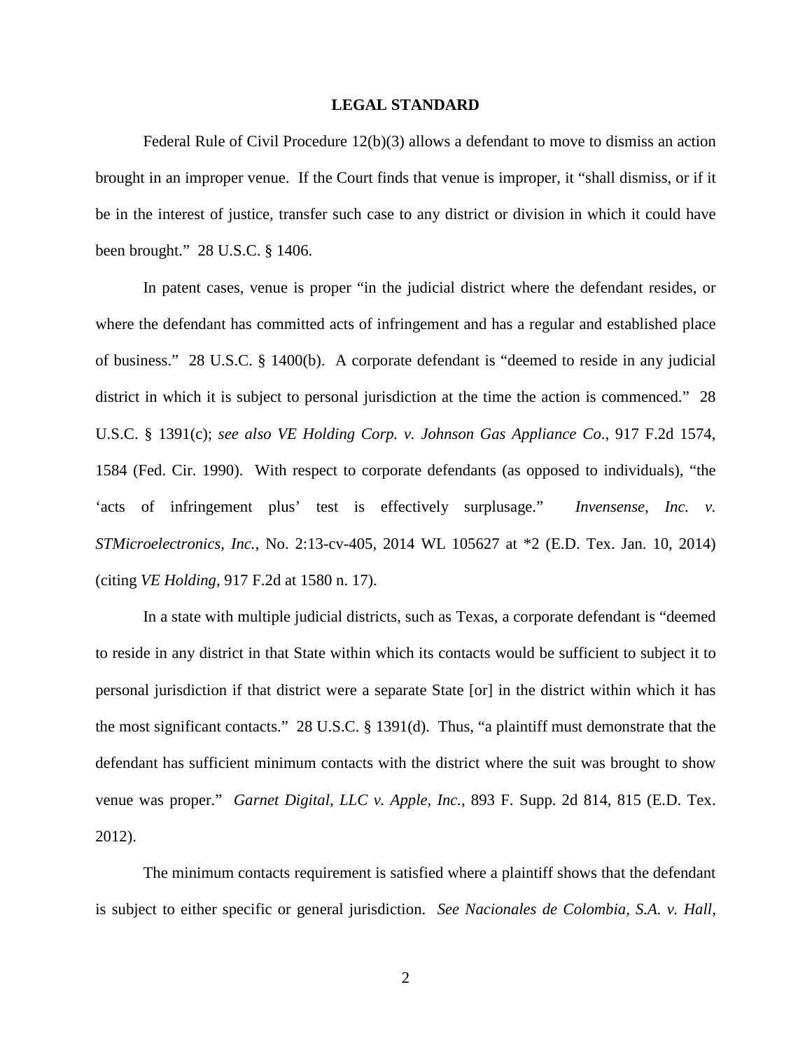## LEGAL STANDARD

Federal Rule of Civil Procedure 12(b)(3) allows a defendant to move to dismiss an action brought in an improper venue. If the Court finds that venue is improper, it "shall dismiss, or if it be in the interest of justice, transfer such case to any district or division in which it could have been brought." 28 U.S.C. § 1406.

In patent cases, venue is proper "in the judicial district where the defendant resides, or where the defendant has committed acts of infringement and has a regular and established place of business." 28 U.S.C. § 1400(b). A corporate defendant is "deemed to reside in any judicial district in which it is subject to personal jurisdiction at the time the action is commenced." 28 U.S.C. § 1391(c); *see also VE Holding Corp. v. Johnson Gas Appliance Co*., 917 F.2d 1574, 1584 (Fed. Cir. 1990). With respect to corporate defendants (as opposed to individuals), "the 'acts of infringement plus' test is effectively surplusage." *Invensense, Inc. v. STMicroelectronics, Inc.*, No. 2:13-cv-405, 2014 WL 105627 at *2 (E.D. Tex. Jan. 10, 2014) (citing *VE Holding*, 917 F.2d at 1580 n. 17).

In a state with multiple judicial districts, such as Texas, a corporate defendant is "deemed to reside in any district in that State within which its contacts would be sufficient to subject it to personal jurisdiction if that district were a separate State [or] in the district within which it has the most significant contacts." 28 U.S.C. § 1391(d). Thus, "a plaintiff must demonstrate that the defendant has sufficient minimum contacts with the district where the suit was brought to show venue was proper." *Garnet Digital, LLC v. Apple, Inc.*, 893 F. Supp. 2d 814, 815 (E.D. Tex. 2012).

The minimum contacts requirement is satisfied where a plaintiff shows that the defendant is subject to either specific or general jurisdiction. *See Nacionales de Colombia, S.A. v. Hall*,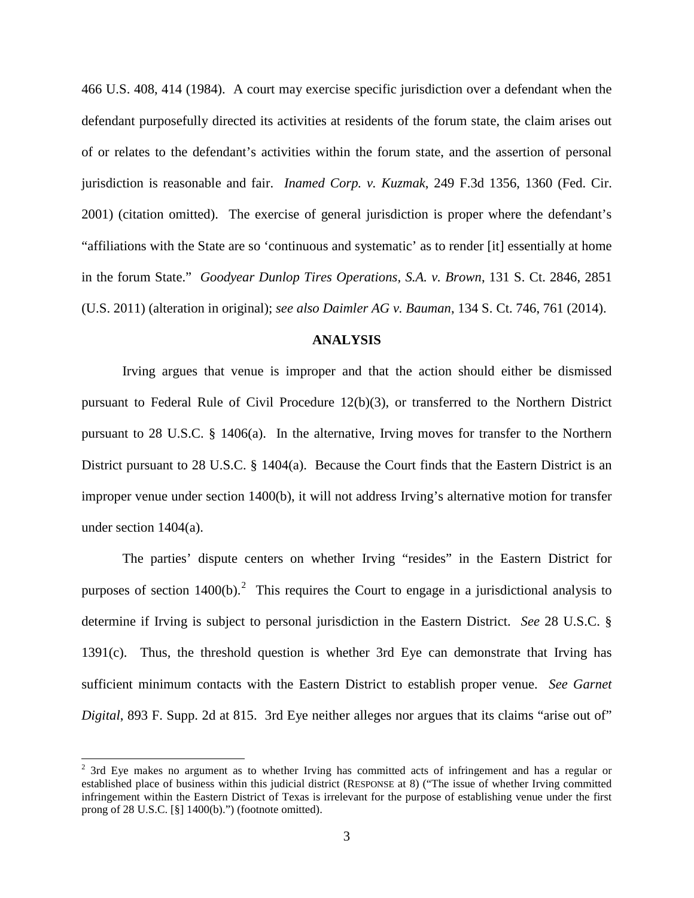466 U.S. 408, 414 (1984). A court may exercise specific jurisdiction over a defendant when the defendant purposefully directed its activities at residents of the forum state, the claim arises out of or relates to the defendant's activities within the forum state, and the assertion of personal jurisdiction is reasonable and fair. *Inamed Corp. v. Kuzmak*, 249 F.3d 1356, 1360 (Fed. Cir. 2001) (citation omitted). The exercise of general jurisdiction is proper where the defendant's "affiliations with the State are so 'continuous and systematic' as to render [it] essentially at home in the forum State." *Goodyear Dunlop Tires Operations, S.A. v. Brown*, 131 S. Ct. 2846, 2851 (U.S. 2011) (alteration in original); *see also Daimler AG v. Bauman*, 134 S. Ct. 746, 761 (2014).

**ANALYSIS**

Irving argues that venue is improper and that the action should either be dismissed pursuant to Federal Rule of Civil Procedure 12(b)(3), or transferred to the Northern District pursuant to 28 U.S.C. § 1406(a). In the alternative, Irving moves for transfer to the Northern District pursuant to 28 U.S.C. § 1404(a). Because the Court finds that the Eastern District is an improper venue under section 1400(b), it will not address Irving's alternative motion for transfer under section 1404(a).

The parties' dispute centers on whether Irving "resides" in the Eastern District for purposes of section 1400(b).[2] This requires the Court to engage in a jurisdictional analysis to determine if Irving is subject to personal jurisdiction in the Eastern District. *See* 28 U.S.C. § 1391(c). Thus, the threshold question is whether 3rd Eye can demonstrate that Irving has sufficient minimum contacts with the Eastern District to establish proper venue. *See Garnet Digital*, 893 F. Supp. 2d at 815. 3rd Eye neither alleges nor argues that its claims "arise out of"

---

[2] 3rd Eye makes no argument as to whether Irving has committed acts of infringement and has a regular or established place of business within this judicial district (RESPONSE at 8) ("The issue of whether Irving committed infringement within the Eastern District of Texas is irrelevant for the purpose of establishing venue under the first prong of 28 U.S.C. [§] 1400(b).") (footnote omitted).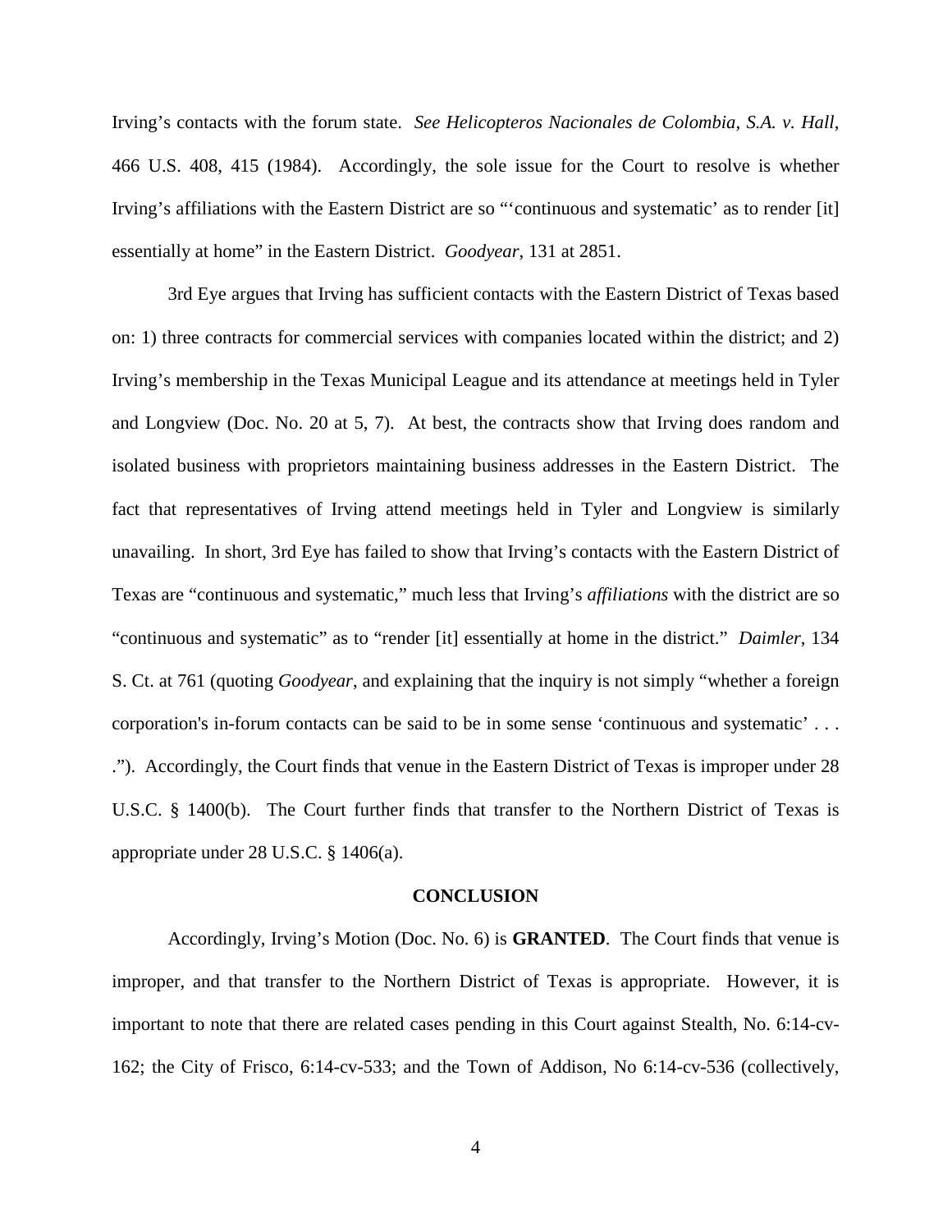Irving's contacts with the forum state. *See Helicopteros Nacionales de Colombia, S.A. v. Hall*, 466 U.S. 408, 415 (1984). Accordingly, the sole issue for the Court to resolve is whether Irving's affiliations with the Eastern District are so "'continuous and systematic' as to render [it] essentially at home" in the Eastern District. *Goodyear*, 131 at 2851.

3rd Eye argues that Irving has sufficient contacts with the Eastern District of Texas based on: 1) three contracts for commercial services with companies located within the district; and 2) Irving's membership in the Texas Municipal League and its attendance at meetings held in Tyler and Longview (Doc. No. 20 at 5, 7). At best, the contracts show that Irving does random and isolated business with proprietors maintaining business addresses in the Eastern District. The fact that representatives of Irving attend meetings held in Tyler and Longview is similarly unavailing. In short, 3rd Eye has failed to show that Irving's contacts with the Eastern District of Texas are "continuous and systematic," much less that Irving's *affiliations* with the district are so "continuous and systematic" as to "render [it] essentially at home in the district." *Daimler*, 134 S. Ct. at 761 (quoting *Goodyear*, and explaining that the inquiry is not simply "whether a foreign corporation's in-forum contacts can be said to be in some sense 'continuous and systematic' . . . ."). Accordingly, the Court finds that venue in the Eastern District of Texas is improper under 28 U.S.C. § 1400(b). The Court further finds that transfer to the Northern District of Texas is appropriate under 28 U.S.C. § 1406(a).

## CONCLUSION

Accordingly, Irving's Motion (Doc. No. 6) is **GRANTED**. The Court finds that venue is improper, and that transfer to the Northern District of Texas is appropriate. However, it is important to note that there are related cases pending in this Court against Stealth, No. 6:14-cv-162; the City of Frisco, 6:14-cv-533; and the Town of Addison, No 6:14-cv-536 (collectively,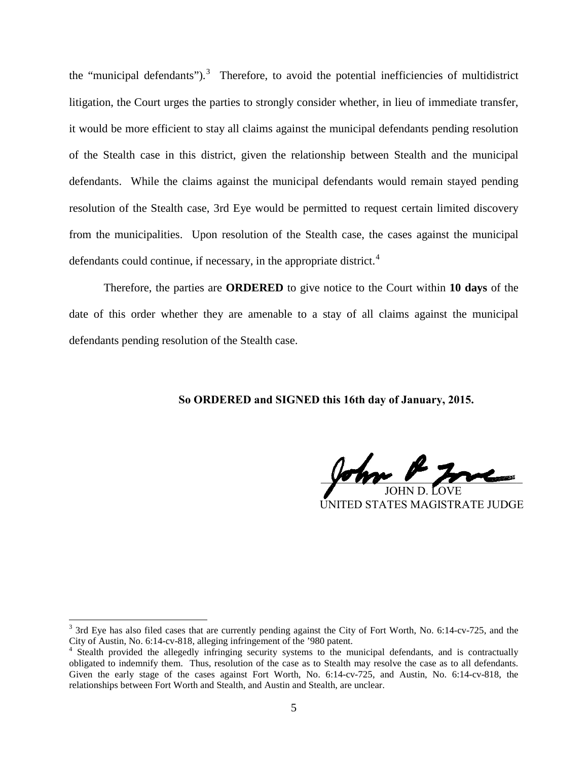the "municipal defendants").[3] Therefore, to avoid the potential inefficiencies of multidistrict litigation, the Court urges the parties to strongly consider whether, in lieu of immediate transfer, it would be more efficient to stay all claims against the municipal defendants pending resolution of the Stealth case in this district, given the relationship between Stealth and the municipal defendants. While the claims against the municipal defendants would remain stayed pending resolution of the Stealth case, 3rd Eye would be permitted to request certain limited discovery from the municipalities. Upon resolution of the Stealth case, the cases against the municipal defendants could continue, if necessary, in the appropriate district.[4]

Therefore, the parties are **ORDERED** to give notice to the Court within **10 days** of the date of this order whether they are amenable to a stay of all claims against the municipal defendants pending resolution of the Stealth case.

**So ORDERED and SIGNED this 16th day of January, 2015.**

JOHN D. LOVE
UNITED STATES MAGISTRATE JUDGE

---

[3] 3rd Eye has also filed cases that are currently pending against the City of Fort Worth, No. 6:14-cv-725, and the City of Austin, No. 6:14-cv-818, alleging infringement of the '980 patent.

[4] Stealth provided the allegedly infringing security systems to the municipal defendants, and is contractually obligated to indemnify them. Thus, resolution of the case as to Stealth may resolve the case as to all defendants. Given the early stage of the cases against Fort Worth, No. 6:14-cv-725, and Austin, No. 6:14-cv-818, the relationships between Fort Worth and Stealth, and Austin and Stealth, are unclear.